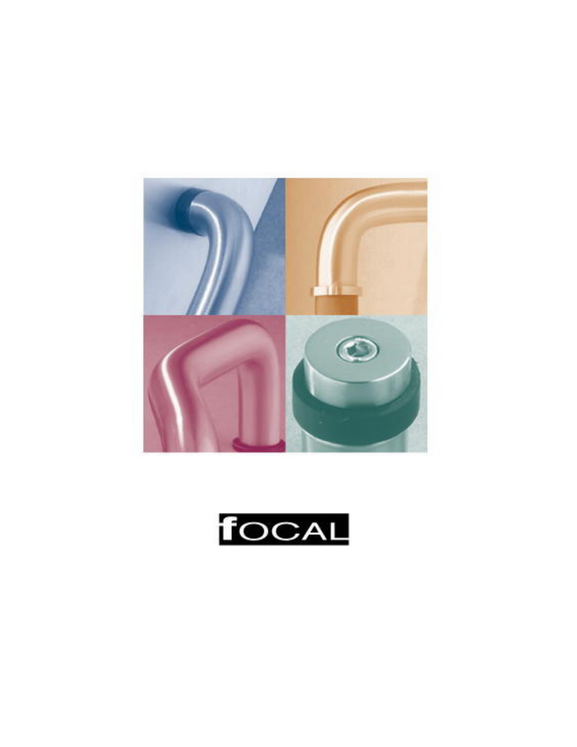fOCAL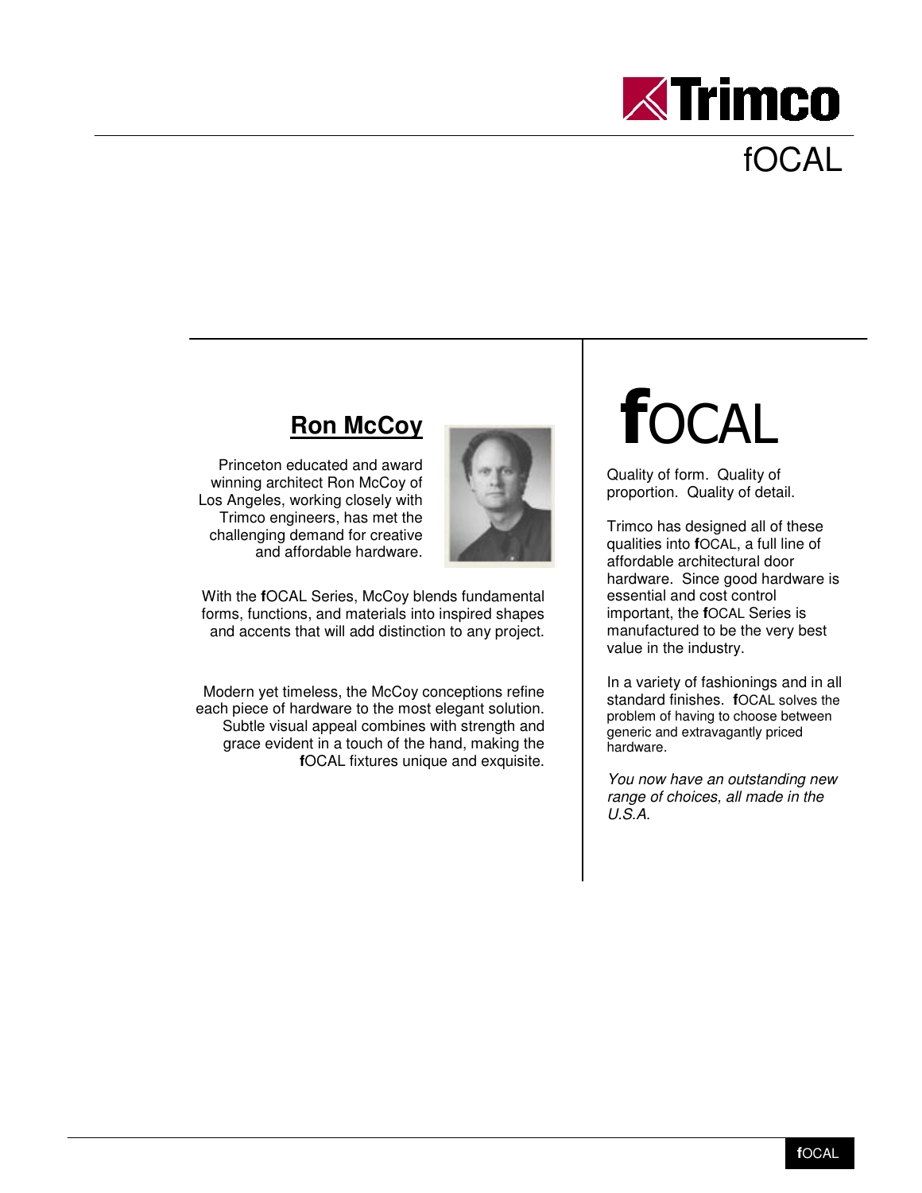## Ron McCoy

Princeton educated and award winning architect Ron McCoy of Los Angeles, working closely with Trimco engineers, has met the challenging demand for creative and affordable hardware.

With the **f**OCAL Series, McCoy blends fundamental forms, functions, and materials into inspired shapes and accents that will add distinction to any project.

Modern yet timeless, the McCoy conceptions refine each piece of hardware to the most elegant solution. Subtle visual appeal combines with strength and grace evident in a touch of the hand, making the **f**OCAL fixtures unique and exquisite.

# fOCAL

Quality of form. Quality of proportion. Quality of detail.

Trimco has designed all of these qualities into **f**OCAL, a full line of affordable architectural door hardware. Since good hardware is essential and cost control important, the **f**OCAL Series is manufactured to be the very best value in the industry.

In a variety of fashionings and in all standard finishes. **f**OCAL solves the problem of having to choose between generic and extravagantly priced hardware.

*You now have an outstanding new range of choices, all made in the U.S.A.*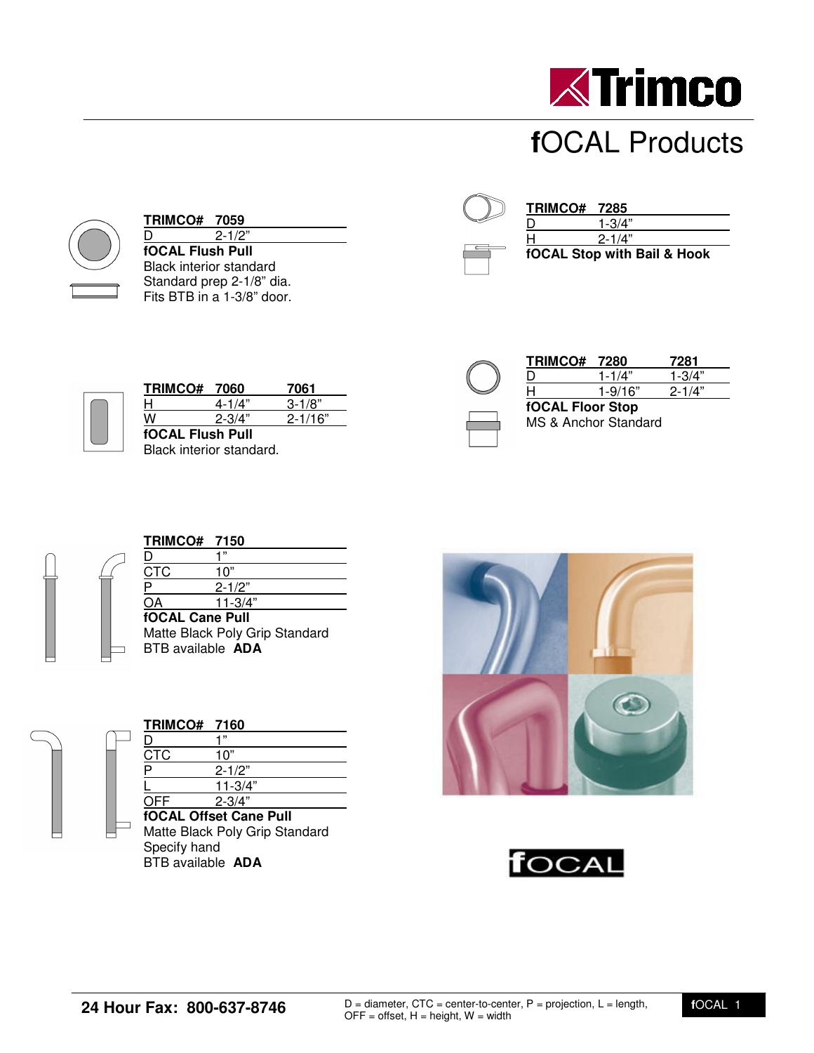# fOCAL Products

| TRIMCO# | 7059 |
| --- | --- |
| D | 2-1/2" |

**fOCAL Flush Pull**
Black interior standard
Standard prep 2-1/8" dia.
Fits BTB in a 1-3/8" door.

| TRIMCO# | 7060 | 7061 |
| --- | --- | --- |
| H | 4-1/4" | 3-1/8" |
| W | 2-3/4" | 2-1/16" |

**fOCAL Flush Pull**
Black interior standard.

| TRIMCO# | 7150 |
| --- | --- |
| D | 1" |
| CTC | 10" |
| P | 2-1/2" |
| OA | 11-3/4" |

**fOCAL Cane Pull**
Matte Black Poly Grip Standard
BTB available **ADA**

| TRIMCO# | 7160 |
| --- | --- |
| D | 1" |
| CTC | 10" |
| P | 2-1/2" |
| L | 11-3/4" |
| OFF | 2-3/4" |

**fOCAL Offset Cane Pull**
Matte Black Poly Grip Standard
Specify hand
BTB available **ADA**

| TRIMCO# | 7285 |
| --- | --- |
| D | 1-3/4" |
| H | 2-1/4" |

**fOCAL Stop with Bail & Hook**

| TRIMCO# | 7280 | 7281 |
| --- | --- | --- |
| D | 1-1/4" | 1-3/4" |
| H | 1-9/16" | 2-1/4" |

**fOCAL Floor Stop**
MS & Anchor Standard

**24 Hour Fax: 800-637-8746**

D = diameter, CTC = center-to-center, P = projection, L = length, OFF = offset, H = height, W = width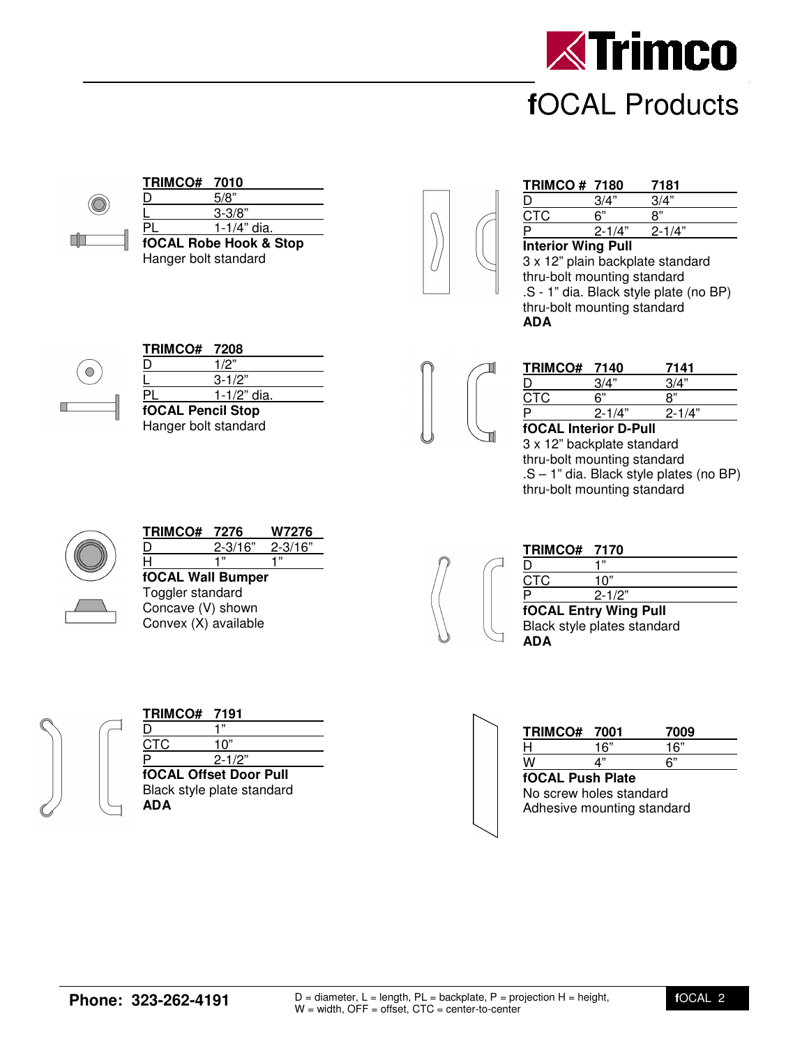# fOCAL Products

| TRIMCO# | 7010 |
|---|---|
| D | 5/8" |
| L | 3-3/8" |
| PL | 1-1/4" dia. |

**fOCAL Robe Hook & Stop**
Hanger bolt standard

| TRIMCO # | 7180 | 7181 |
|---|---|---|
| D | 3/4" | 3/4" |
| CTC | 6" | 8" |
| P | 2-1/4" | 2-1/4" |

**Interior Wing Pull**
3 x 12" plain backplate standard
thru-bolt mounting standard
.S - 1" dia. Black style plate (no BP)
thru-bolt mounting standard
**ADA**

| TRIMCO# | 7208 |
|---|---|
| D | 1/2" |
| L | 3-1/2" |
| PL | 1-1/2" dia. |

**fOCAL Pencil Stop**
Hanger bolt standard

| TRIMCO# | 7140 | 7141 |
|---|---|---|
| D | 3/4" | 3/4" |
| CTC | 6" | 8" |
| P | 2-1/4" | 2-1/4" |

**fOCAL Interior D-Pull**
3 x 12" backplate standard
thru-bolt mounting standard
.S – 1" dia. Black style plates (no BP)
thru-bolt mounting standard

| TRIMCO# | 7276 | W7276 |
|---|---|---|
| D | 2-3/16" | 2-3/16" |
| H | 1" | 1" |

**fOCAL Wall Bumper**
Toggler standard
Concave (V) shown
Convex (X) available

| TRIMCO# | 7170 |
|---|---|
| D | 1" |
| CTC | 10" |
| P | 2-1/2" |

**fOCAL Entry Wing Pull**
Black style plates standard
**ADA**

| TRIMCO# | 7191 |
|---|---|
| D | 1" |
| CTC | 10" |
| P | 2-1/2" |

**fOCAL Offset Door Pull**
Black style plate standard
**ADA**

| TRIMCO# | 7001 | 7009 |
|---|---|---|
| H | 16" | 16" |
| W | 4" | 6" |

**fOCAL Push Plate**
No screw holes standard
Adhesive mounting standard

**Phone: 323-262-4191**

D = diameter, L = length, PL = backplate, P = projection H = height, W = width, OFF = offset, CTC = center-to-center